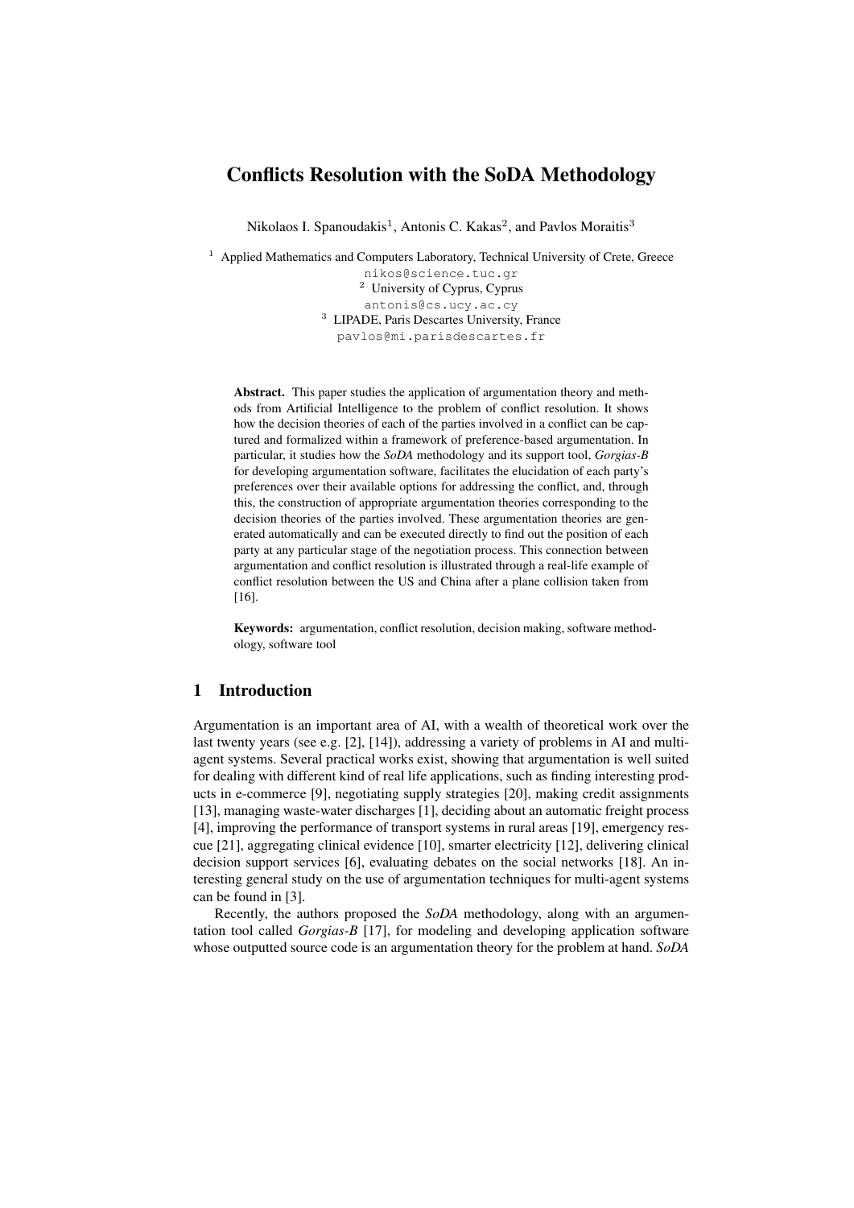# Conflicts Resolution with the SoDA Methodology

Nikolaos I. Spanoudakis[1], Antonis C. Kakas[2], and Pavlos Moraitis[3]

[1] Applied Mathematics and Computers Laboratory, Technical University of Crete, Greece
nikos@science.tuc.gr
[2] University of Cyprus, Cyprus
antonis@cs.ucy.ac.cy
[3] LIPADE, Paris Descartes University, France
pavlos@mi.parisdescartes.fr

**Abstract.** This paper studies the application of argumentation theory and methods from Artificial Intelligence to the problem of conflict resolution. It shows how the decision theories of each of the parties involved in a conflict can be captured and formalized within a framework of preference-based argumentation. In particular, it studies how the *SoDA* methodology and its support tool, *Gorgias-B* for developing argumentation software, facilitates the elucidation of each party's preferences over their available options for addressing the conflict, and, through this, the construction of appropriate argumentation theories corresponding to the decision theories of the parties involved. These argumentation theories are generated automatically and can be executed directly to find out the position of each party at any particular stage of the negotiation process. This connection between argumentation and conflict resolution is illustrated through a real-life example of conflict resolution between the US and China after a plane collision taken from [16].

**Keywords:** argumentation, conflict resolution, decision making, software methodology, software tool

## 1 Introduction

Argumentation is an important area of AI, with a wealth of theoretical work over the last twenty years (see e.g. [2], [14]), addressing a variety of problems in AI and multi-agent systems. Several practical works exist, showing that argumentation is well suited for dealing with different kind of real life applications, such as finding interesting products in e-commerce [9], negotiating supply strategies [20], making credit assignments [13], managing waste-water discharges [1], deciding about an automatic freight process [4], improving the performance of transport systems in rural areas [19], emergency rescue [21], aggregating clinical evidence [10], smarter electricity [12], delivering clinical decision support services [6], evaluating debates on the social networks [18]. An interesting general study on the use of argumentation techniques for multi-agent systems can be found in [3].

Recently, the authors proposed the *SoDA* methodology, along with an argumentation tool called *Gorgias-B* [17], for modeling and developing application software whose outputted source code is an argumentation theory for the problem at hand. *SoDA*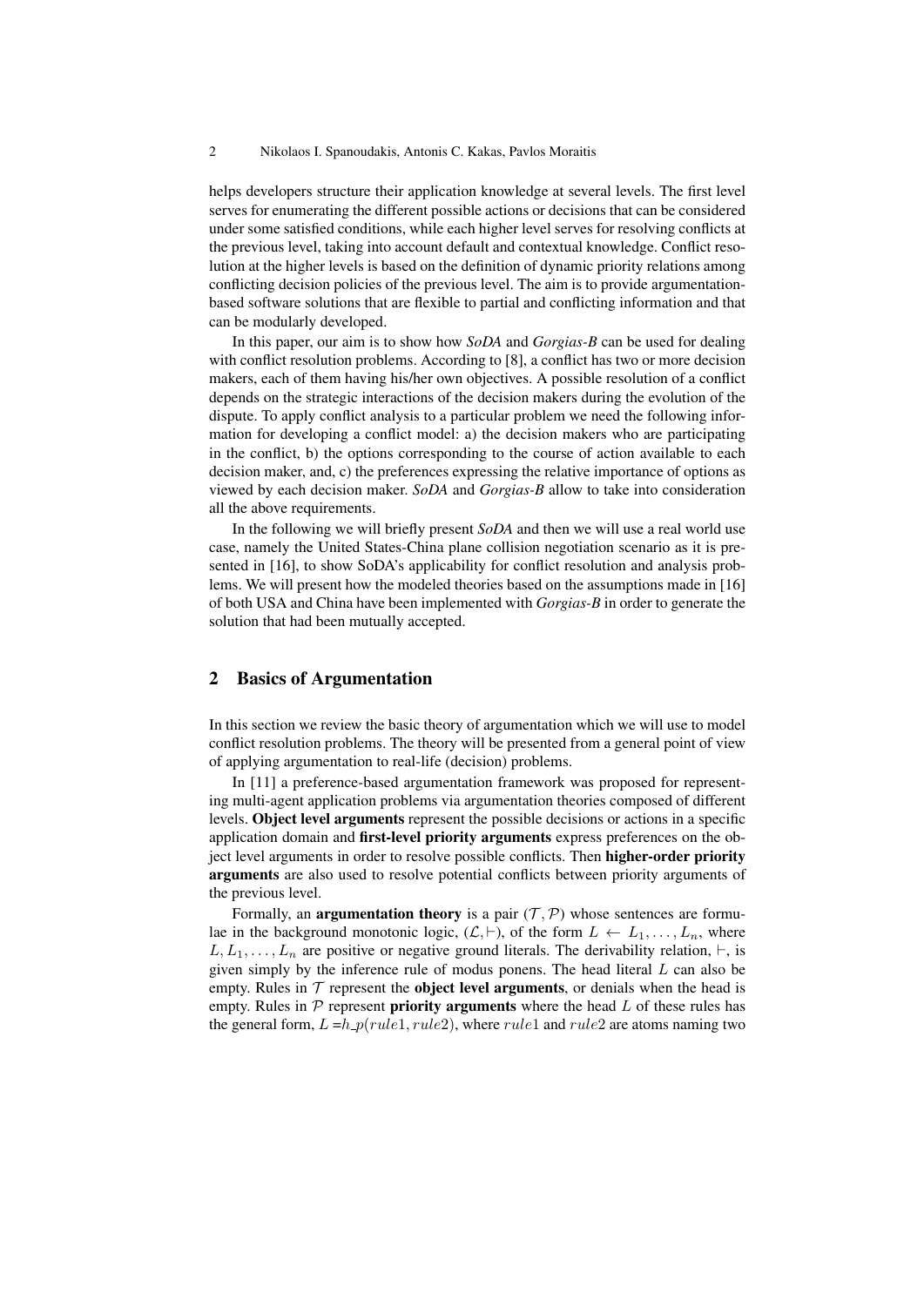helps developers structure their application knowledge at several levels. The first level serves for enumerating the different possible actions or decisions that can be considered under some satisfied conditions, while each higher level serves for resolving conflicts at the previous level, taking into account default and contextual knowledge. Conflict resolution at the higher levels is based on the definition of dynamic priority relations among conflicting decision policies of the previous level. The aim is to provide argumentation-based software solutions that are flexible to partial and conflicting information and that can be modularly developed.

In this paper, our aim is to show how *SoDA* and *Gorgias-B* can be used for dealing with conflict resolution problems. According to [8], a conflict has two or more decision makers, each of them having his/her own objectives. A possible resolution of a conflict depends on the strategic interactions of the decision makers during the evolution of the dispute. To apply conflict analysis to a particular problem we need the following information for developing a conflict model: a) the decision makers who are participating in the conflict, b) the options corresponding to the course of action available to each decision maker, and, c) the preferences expressing the relative importance of options as viewed by each decision maker. *SoDA* and *Gorgias-B* allow to take into consideration all the above requirements.

In the following we will briefly present *SoDA* and then we will use a real world use case, namely the United States-China plane collision negotiation scenario as it is presented in [16], to show SoDA's applicability for conflict resolution and analysis problems. We will present how the modeled theories based on the assumptions made in [16] of both USA and China have been implemented with *Gorgias-B* in order to generate the solution that had been mutually accepted.

## 2 Basics of Argumentation

In this section we review the basic theory of argumentation which we will use to model conflict resolution problems. The theory will be presented from a general point of view of applying argumentation to real-life (decision) problems.

In [11] a preference-based argumentation framework was proposed for representing multi-agent application problems via argumentation theories composed of different levels. **Object level arguments** represent the possible decisions or actions in a specific application domain and **first-level priority arguments** express preferences on the object level arguments in order to resolve possible conflicts. Then **higher-order priority arguments** are also used to resolve potential conflicts between priority arguments of the previous level.

Formally, an **argumentation theory** is a pair $(\mathcal{T}, \mathcal{P})$ whose sentences are formulae in the background monotonic logic, $(\mathcal{L}, \vdash)$, of the form $L \leftarrow L_1, \ldots, L_n$, where $L, L_1, \ldots, L_n$ are positive or negative ground literals. The derivability relation, $\vdash$, is given simply by the inference rule of modus ponens. The head literal $L$ can also be empty. Rules in $\mathcal{T}$ represent the **object level arguments**, or denials when the head is empty. Rules in $\mathcal{P}$ represent **priority arguments** where the head $L$ of these rules has the general form, $L = h\_p(rule1, rule2)$, where $rule1$ and $rule2$ are atoms naming two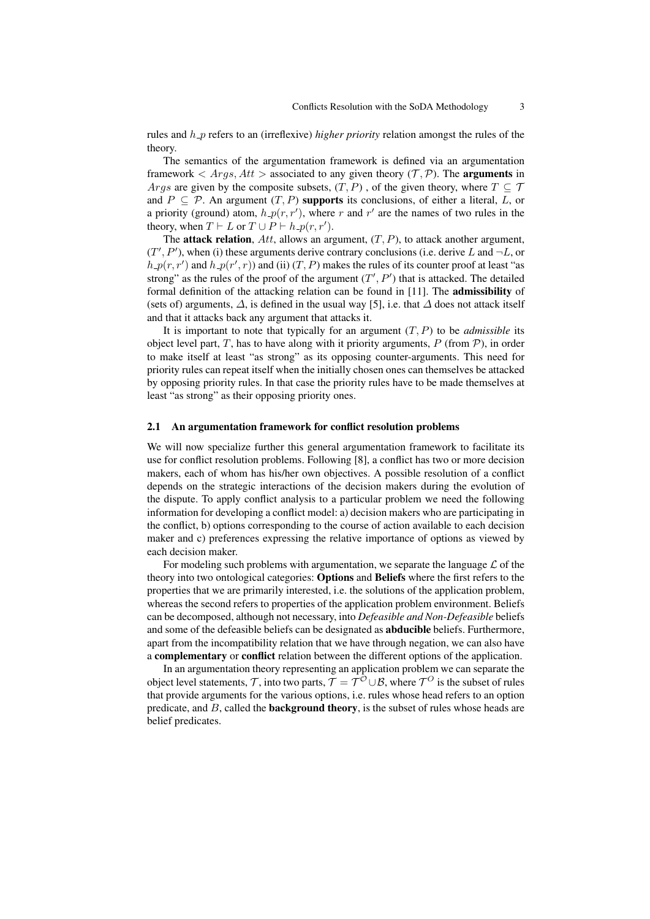rules and $h\_p$ refers to an (irreflexive) *higher priority* relation amongst the rules of the theory.

The semantics of the argumentation framework is defined via an argumentation framework $< Args, Att >$ associated to any given theory $(\mathcal{T}, \mathcal{P})$. The **arguments** in $Args$ are given by the composite subsets, $(T, P)$ , of the given theory, where $T \subseteq \mathcal{T}$ and $P \subseteq \mathcal{P}$. An argument $(T, P)$ **supports** its conclusions, of either a literal, $L$, or a priority (ground) atom, $h\_p(r, r')$, where $r$ and $r'$ are the names of two rules in the theory, when $T \vdash L$ or $T \cup P \vdash h\_p(r, r')$.

The **attack relation**, $Att$, allows an argument, $(T, P)$, to attack another argument, $(T', P')$, when (i) these arguments derive contrary conclusions (i.e. derive $L$ and $\neg L$, or $h\_p(r, r')$ and $h\_p(r', r)$) and (ii) $(T, P)$ makes the rules of its counter proof at least "as strong" as the rules of the proof of the argument $(T', P')$ that is attacked. The detailed formal definition of the attacking relation can be found in [11]. The **admissibility** of (sets of) arguments, $\Delta$, is defined in the usual way [5], i.e. that $\Delta$ does not attack itself and that it attacks back any argument that attacks it.

It is important to note that typically for an argument $(T, P)$ to be *admissible* its object level part, $T$, has to have along with it priority arguments, $P$ (from $\mathcal{P}$), in order to make itself at least "as strong" as its opposing counter-arguments. This need for priority rules can repeat itself when the initially chosen ones can themselves be attacked by opposing priority rules. In that case the priority rules have to be made themselves at least "as strong" as their opposing priority ones.

### 2.1 An argumentation framework for conflict resolution problems

We will now specialize further this general argumentation framework to facilitate its use for conflict resolution problems. Following [8], a conflict has two or more decision makers, each of whom has his/her own objectives. A possible resolution of a conflict depends on the strategic interactions of the decision makers during the evolution of the dispute. To apply conflict analysis to a particular problem we need the following information for developing a conflict model: a) decision makers who are participating in the conflict, b) options corresponding to the course of action available to each decision maker and c) preferences expressing the relative importance of options as viewed by each decision maker.

For modeling such problems with argumentation, we separate the language $\mathcal{L}$ of the theory into two ontological categories: **Options** and **Beliefs** where the first refers to the properties that we are primarily interested, i.e. the solutions of the application problem, whereas the second refers to properties of the application problem environment. Beliefs can be decomposed, although not necessary, into *Defeasible and Non-Defeasible* beliefs and some of the defeasible beliefs can be designated as **abducible** beliefs. Furthermore, apart from the incompatibility relation that we have through negation, we can also have a **complementary** or **conflict** relation between the different options of the application.

In an argumentation theory representing an application problem we can separate the object level statements, $\mathcal{T}$, into two parts, $\mathcal{T} = \mathcal{T}^{\mathcal{O}} \cup \mathcal{B}$, where $\mathcal{T}^{O}$ is the subset of rules that provide arguments for the various options, i.e. rules whose head refers to an option predicate, and $B$, called the **background theory**, is the subset of rules whose heads are belief predicates.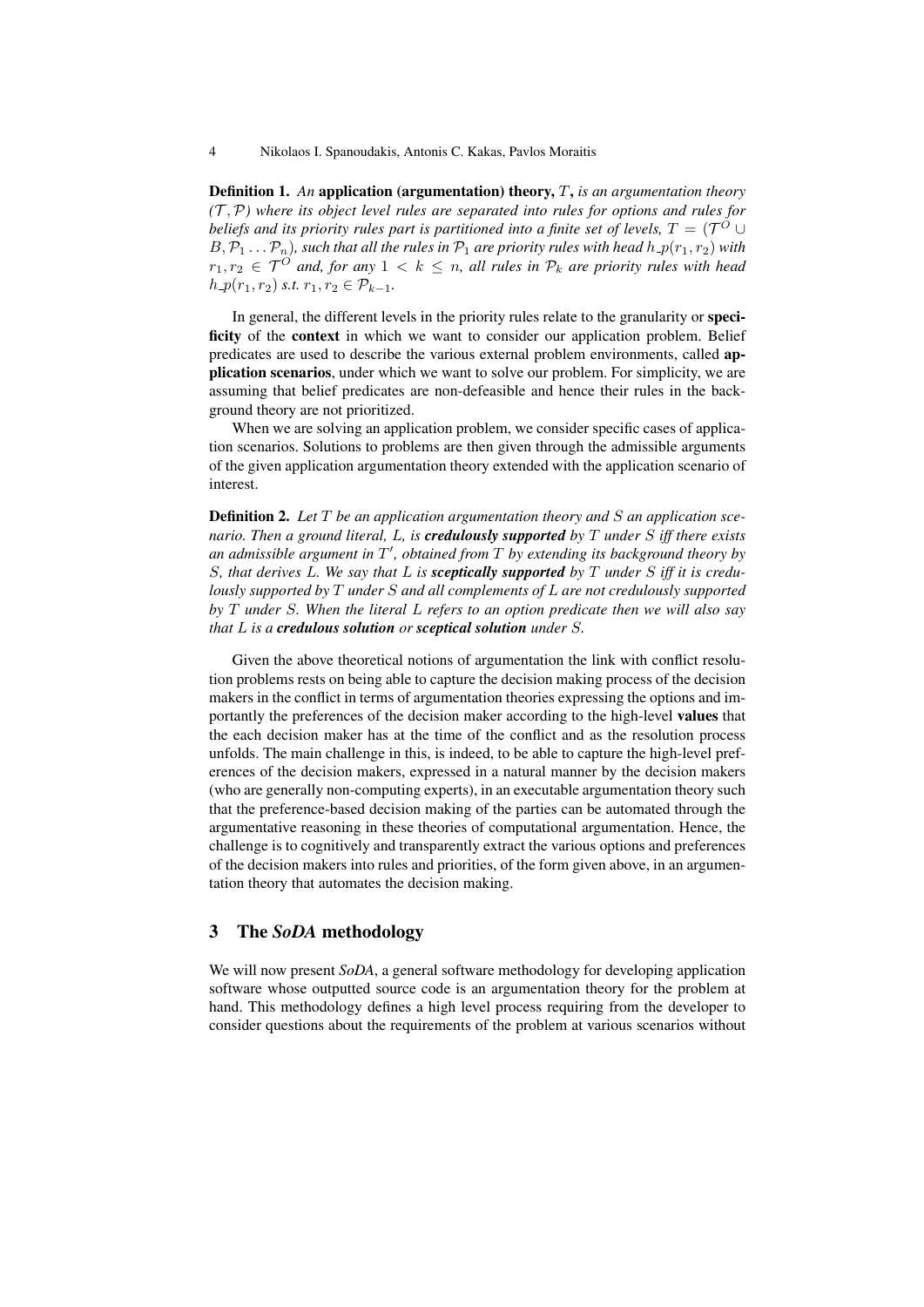**Definition 1.** *An* **application (argumentation) theory,** $T$**,** *is an argumentation theory $(\mathcal{T}, \mathcal{P})$ where its object level rules are separated into rules for options and rules for beliefs and its priority rules part is partitioned into a finite set of levels, $T = (\mathcal{T}^O \cup B, \mathcal{P}_1 \ldots \mathcal{P}_n)$, such that all the rules in $\mathcal{P}_1$ are priority rules with head $h\_p(r_1, r_2)$ with $r_1, r_2 \in \mathcal{T}^O$ and, for any $1 < k \leq n$, all rules in $\mathcal{P}_k$ are priority rules with head $h\_p(r_1, r_2)$ s.t. $r_1, r_2 \in \mathcal{P}_{k-1}$.*

In general, the different levels in the priority rules relate to the granularity or **specificity** of the **context** in which we want to consider our application problem. Belief predicates are used to describe the various external problem environments, called **application scenarios**, under which we want to solve our problem. For simplicity, we are assuming that belief predicates are non-defeasible and hence their rules in the background theory are not prioritized.

When we are solving an application problem, we consider specific cases of application scenarios. Solutions to problems are then given through the admissible arguments of the given application argumentation theory extended with the application scenario of interest.

**Definition 2.** *Let $T$ be an application argumentation theory and $S$ an application scenario. Then a ground literal, $L$, is* ***credulously supported*** *by $T$ under $S$ iff there exists an admissible argument in $T'$, obtained from $T$ by extending its background theory by $S$, that derives $L$. We say that $L$ is* ***sceptically supported*** *by $T$ under $S$ iff it is credulously supported by $T$ under $S$ and all complements of $L$ are not credulously supported by $T$ under $S$. When the literal $L$ refers to an option predicate then we will also say that $L$ is a* ***credulous solution*** *or* ***sceptical solution*** *under $S$.*

Given the above theoretical notions of argumentation the link with conflict resolution problems rests on being able to capture the decision making process of the decision makers in the conflict in terms of argumentation theories expressing the options and importantly the preferences of the decision maker according to the high-level **values** that the each decision maker has at the time of the conflict and as the resolution process unfolds. The main challenge in this, is indeed, to be able to capture the high-level preferences of the decision makers, expressed in a natural manner by the decision makers (who are generally non-computing experts), in an executable argumentation theory such that the preference-based decision making of the parties can be automated through the argumentative reasoning in these theories of computational argumentation. Hence, the challenge is to cognitively and transparently extract the various options and preferences of the decision makers into rules and priorities, of the form given above, in an argumentation theory that automates the decision making.

## 3 The *SoDA* methodology

We will now present *SoDA*, a general software methodology for developing application software whose outputted source code is an argumentation theory for the problem at hand. This methodology defines a high level process requiring from the developer to consider questions about the requirements of the problem at various scenarios without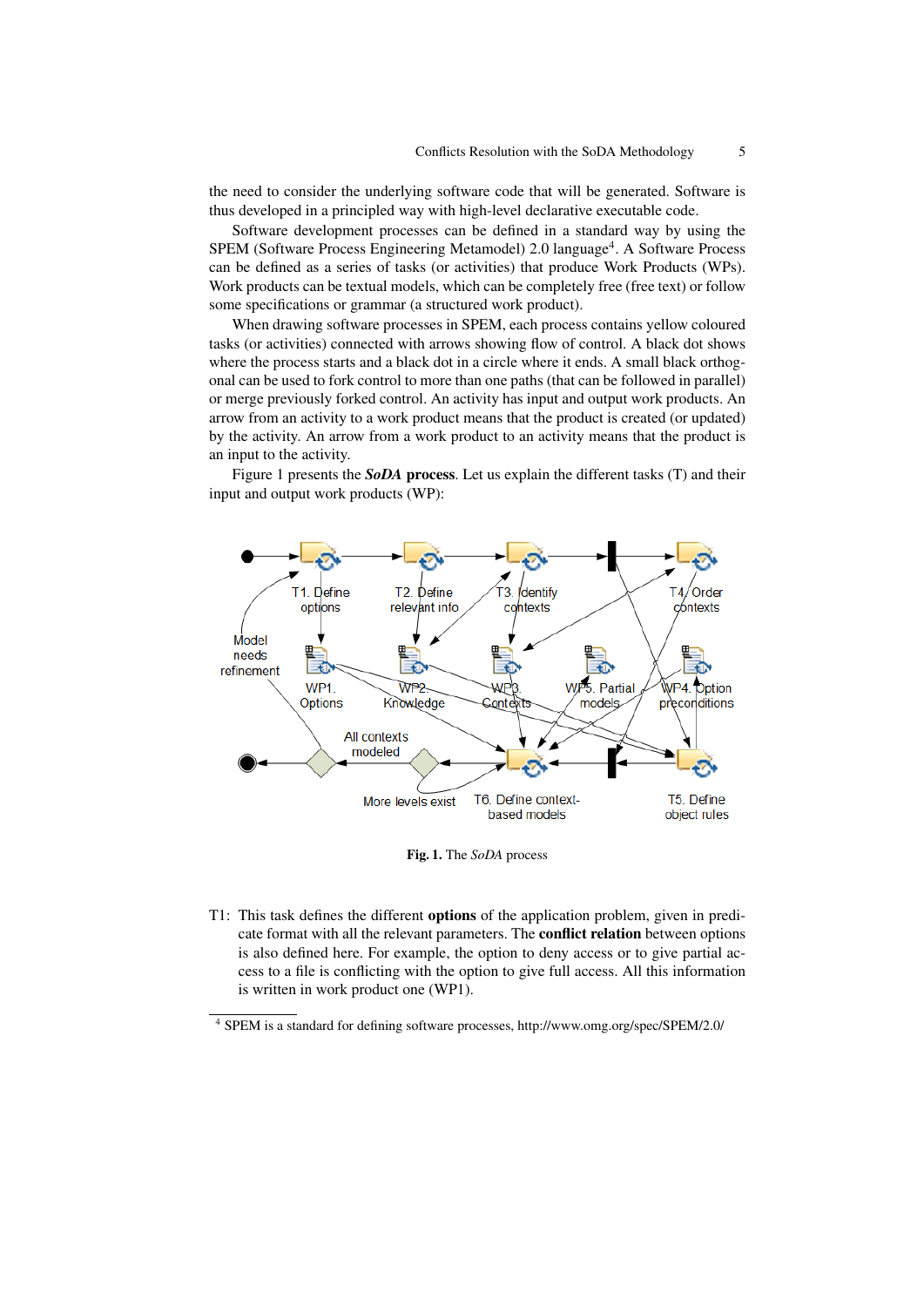the need to consider the underlying software code that will be generated. Software is thus developed in a principled way with high-level declarative executable code.

Software development processes can be defined in a standard way by using the SPEM (Software Process Engineering Metamodel) 2.0 language[4]. A Software Process can be defined as a series of tasks (or activities) that produce Work Products (WPs). Work products can be textual models, which can be completely free (free text) or follow some specifications or grammar (a structured work product).

When drawing software processes in SPEM, each process contains yellow coloured tasks (or activities) connected with arrows showing flow of control. A black dot shows where the process starts and a black dot in a circle where it ends. A small black orthogonal can be used to fork control to more than one paths (that can be followed in parallel) or merge previously forked control. An activity has input and output work products. An arrow from an activity to a work product means that the product is created (or updated) by the activity. An arrow from a work product to an activity means that the product is an input to the activity.

Figure 1 presents the ***SoDA* process**. Let us explain the different tasks (T) and their input and output work products (WP):

T1. Define options
T2. Define relevant info
T3. Identify contexts
T4. Order contexts
Model needs refinement
WP1. Options
WP2. Knowledge
WP3. Contexts
WP5. Partial models
WP4. Option preconditions
All contexts modeled
More levels exist
T6. Define context-based models
T5. Define object rules

**Fig. 1.** The *SoDA* process

T1: This task defines the different **options** of the application problem, given in predicate format with all the relevant parameters. The **conflict relation** between options is also defined here. For example, the option to deny access or to give partial access to a file is conflicting with the option to give full access. All this information is written in work product one (WP1).

[4] SPEM is a standard for defining software processes, http://www.omg.org/spec/SPEM/2.0/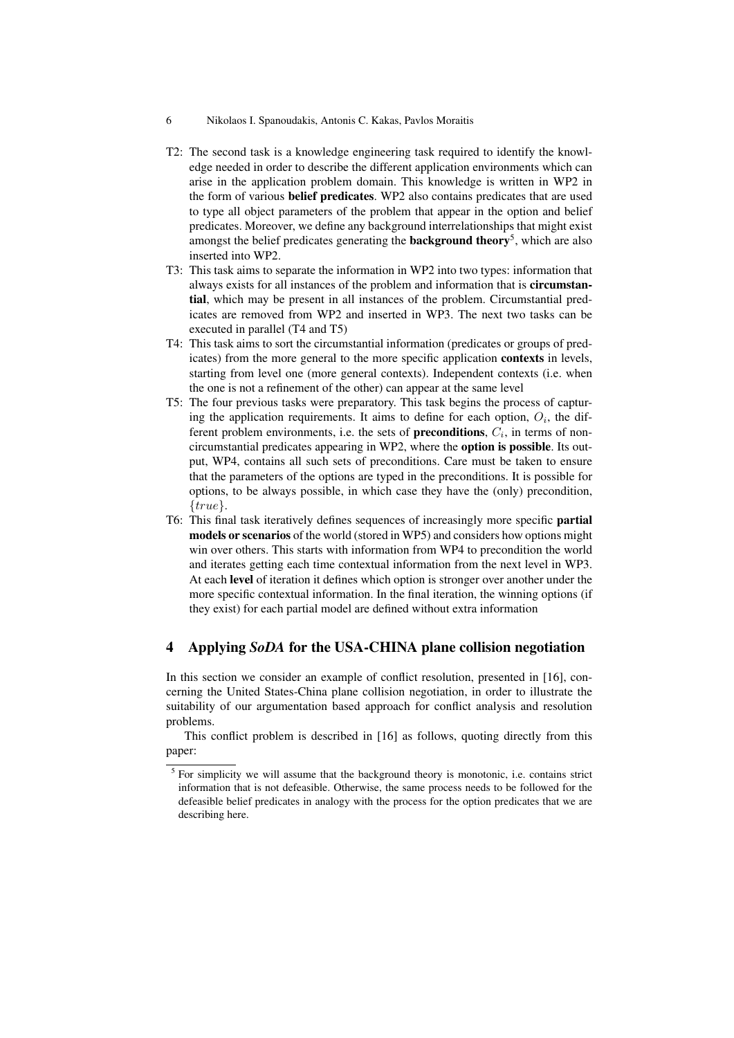T2: The second task is a knowledge engineering task required to identify the knowledge needed in order to describe the different application environments which can arise in the application problem domain. This knowledge is written in WP2 in the form of various **belief predicates**. WP2 also contains predicates that are used to type all object parameters of the problem that appear in the option and belief predicates. Moreover, we define any background interrelationships that might exist amongst the belief predicates generating the **background theory**[5], which are also inserted into WP2.

T3: This task aims to separate the information in WP2 into two types: information that always exists for all instances of the problem and information that is **circumstantial**, which may be present in all instances of the problem. Circumstantial predicates are removed from WP2 and inserted in WP3. The next two tasks can be executed in parallel (T4 and T5)

T4: This task aims to sort the circumstantial information (predicates or groups of predicates) from the more general to the more specific application **contexts** in levels, starting from level one (more general contexts). Independent contexts (i.e. when the one is not a refinement of the other) can appear at the same level

T5: The four previous tasks were preparatory. This task begins the process of capturing the application requirements. It aims to define for each option, $O_i$, the different problem environments, i.e. the sets of **preconditions**, $C_i$, in terms of non-circumstantial predicates appearing in WP2, where the **option is possible**. Its output, WP4, contains all such sets of preconditions. Care must be taken to ensure that the parameters of the options are typed in the preconditions. It is possible for options, to be always possible, in which case they have the (only) precondition, $\{true\}$.

T6: This final task iteratively defines sequences of increasingly more specific **partial models or scenarios** of the world (stored in WP5) and considers how options might win over others. This starts with information from WP4 to precondition the world and iterates getting each time contextual information from the next level in WP3. At each **level** of iteration it defines which option is stronger over another under the more specific contextual information. In the final iteration, the winning options (if they exist) for each partial model are defined without extra information

## 4 Applying *SoDA* for the USA-CHINA plane collision negotiation

In this section we consider an example of conflict resolution, presented in [16], concerning the United States-China plane collision negotiation, in order to illustrate the suitability of our argumentation based approach for conflict analysis and resolution problems.

This conflict problem is described in [16] as follows, quoting directly from this paper:

[5] For simplicity we will assume that the background theory is monotonic, i.e. contains strict information that is not defeasible. Otherwise, the same process needs to be followed for the defeasible belief predicates in analogy with the process for the option predicates that we are describing here.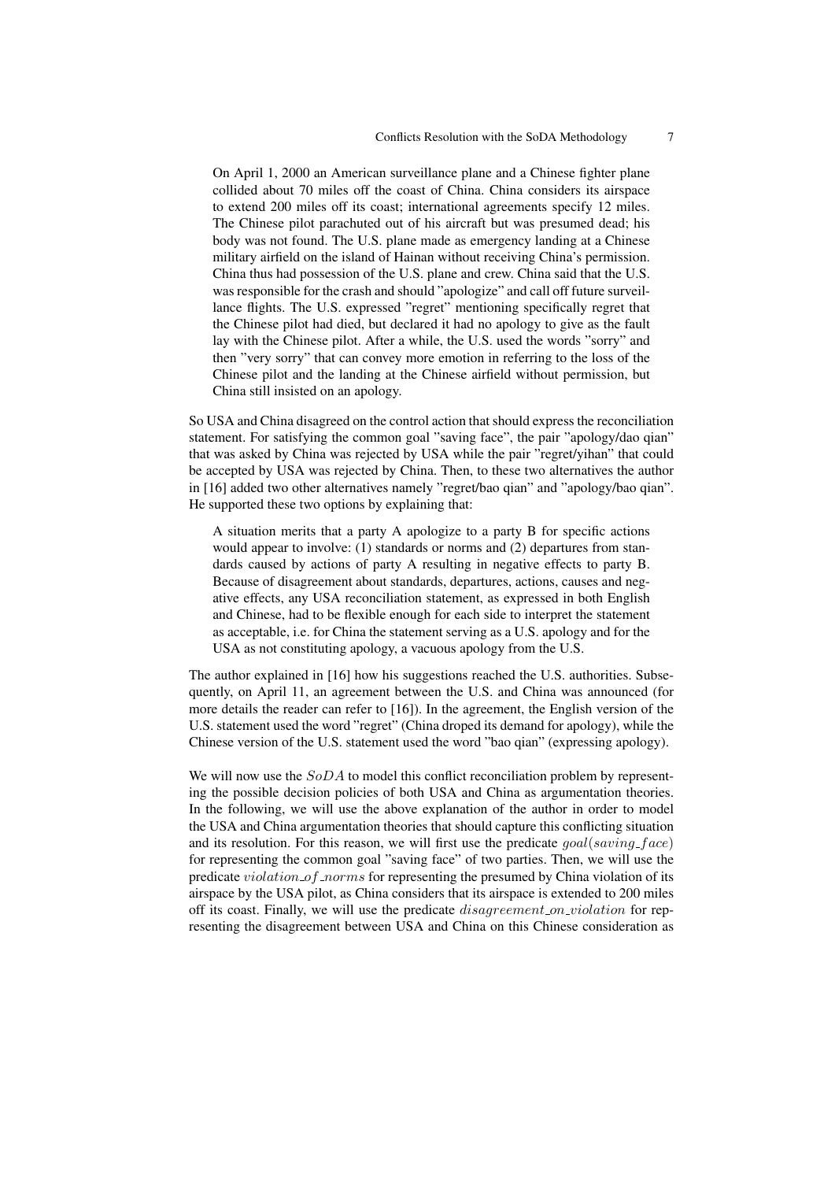> On April 1, 2000 an American surveillance plane and a Chinese fighter plane collided about 70 miles off the coast of China. China considers its airspace to extend 200 miles off its coast; international agreements specify 12 miles. The Chinese pilot parachuted out of his aircraft but was presumed dead; his body was not found. The U.S. plane made as emergency landing at a Chinese military airfield on the island of Hainan without receiving China's permission. China thus had possession of the U.S. plane and crew. China said that the U.S. was responsible for the crash and should "apologize" and call off future surveillance flights. The U.S. expressed "regret" mentioning specifically regret that the Chinese pilot had died, but declared it had no apology to give as the fault lay with the Chinese pilot. After a while, the U.S. used the words "sorry" and then "very sorry" that can convey more emotion in referring to the loss of the Chinese pilot and the landing at the Chinese airfield without permission, but China still insisted on an apology.

So USA and China disagreed on the control action that should express the reconciliation statement. For satisfying the common goal "saving face", the pair "apology/dao qian" that was asked by China was rejected by USA while the pair "regret/yihan" that could be accepted by USA was rejected by China. Then, to these two alternatives the author in [16] added two other alternatives namely "regret/bao qian" and "apology/bao qian". He supported these two options by explaining that:

> A situation merits that a party A apologize to a party B for specific actions would appear to involve: (1) standards or norms and (2) departures from standards caused by actions of party A resulting in negative effects to party B. Because of disagreement about standards, departures, actions, causes and negative effects, any USA reconciliation statement, as expressed in both English and Chinese, had to be flexible enough for each side to interpret the statement as acceptable, i.e. for China the statement serving as a U.S. apology and for the USA as not constituting apology, a vacuous apology from the U.S.

The author explained in [16] how his suggestions reached the U.S. authorities. Subsequently, on April 11, an agreement between the U.S. and China was announced (for more details the reader can refer to [16]). In the agreement, the English version of the U.S. statement used the word "regret" (China droped its demand for apology), while the Chinese version of the U.S. statement used the word "bao qian" (expressing apology).

We will now use the $SoDA$ to model this conflict reconciliation problem by representing the possible decision policies of both USA and China as argumentation theories. In the following, we will use the above explanation of the author in order to model the USA and China argumentation theories that should capture this conflicting situation and its resolution. For this reason, we will first use the predicate $goal(saving\_face)$ for representing the common goal "saving face" of two parties. Then, we will use the predicate $violation\_of\_norms$ for representing the presumed by China violation of its airspace by the USA pilot, as China considers that its airspace is extended to 200 miles off its coast. Finally, we will use the predicate $disagreement\_on\_violation$ for representing the disagreement between USA and China on this Chinese consideration as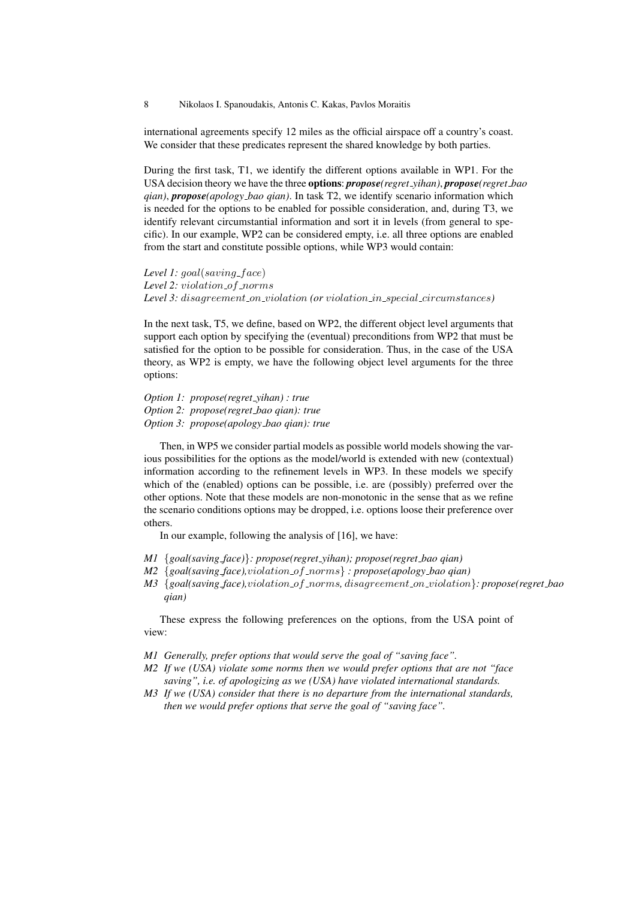international agreements specify 12 miles as the official airspace off a country's coast. We consider that these predicates represent the shared knowledge by both parties.

During the first task, T1, we identify the different options available in WP1. For the USA decision theory we have the three **options**: ***propose****(regret_yihan)*, ***propose****(regret_bao qian)*, ***propose****(apology_bao qian)*. In task T2, we identify scenario information which is needed for the options to be enabled for possible consideration, and, during T3, we identify relevant circumstantial information and sort it in levels (from general to specific). In our example, WP2 can be considered empty, i.e. all three options are enabled from the start and constitute possible options, while WP3 would contain:

*Level 1:* $goal(saving\_face)$
*Level 2:* $violation\_of\_norms$
*Level 3:* $disagreement\_on\_violation$ *(or* $violation\_in\_special\_circumstances$*)*

In the next task, T5, we define, based on WP2, the different object level arguments that support each option by specifying the (eventual) preconditions from WP2 that must be satisfied for the option to be possible for consideration. Thus, in the case of the USA theory, as WP2 is empty, we have the following object level arguments for the three options:

*Option 1: propose(regret_yihan) : true*
*Option 2: propose(regret_bao qian): true*
*Option 3: propose(apology_bao qian): true*

Then, in WP5 we consider partial models as possible world models showing the various possibilities for the options as the model/world is extended with new (contextual) information according to the refinement levels in WP3. In these models we specify which of the (enabled) options can be possible, i.e. are (possibly) preferred over the other options. Note that these models are non-monotonic in the sense that as we refine the scenario conditions options may be dropped, i.e. options loose their preference over others.

In our example, following the analysis of [16], we have:

- *M1* {*goal(saving_face)*}*: propose(regret_yihan); propose(regret_bao qian)*
- *M2* {*goal(saving_face),*$violation\_of\_norms$} *: propose(apology_bao qian)*
- *M3* {*goal(saving_face),*$violation\_of\_norms$*,* $disagreement\_on\_violation$}*: propose(regret_bao qian)*

These express the following preferences on the options, from the USA point of view:

- *M1 Generally, prefer options that would serve the goal of "saving face".*
- *M2 If we (USA) violate some norms then we would prefer options that are not "face saving", i.e. of apologizing as we (USA) have violated international standards.*
- *M3 If we (USA) consider that there is no departure from the international standards, then we would prefer options that serve the goal of "saving face".*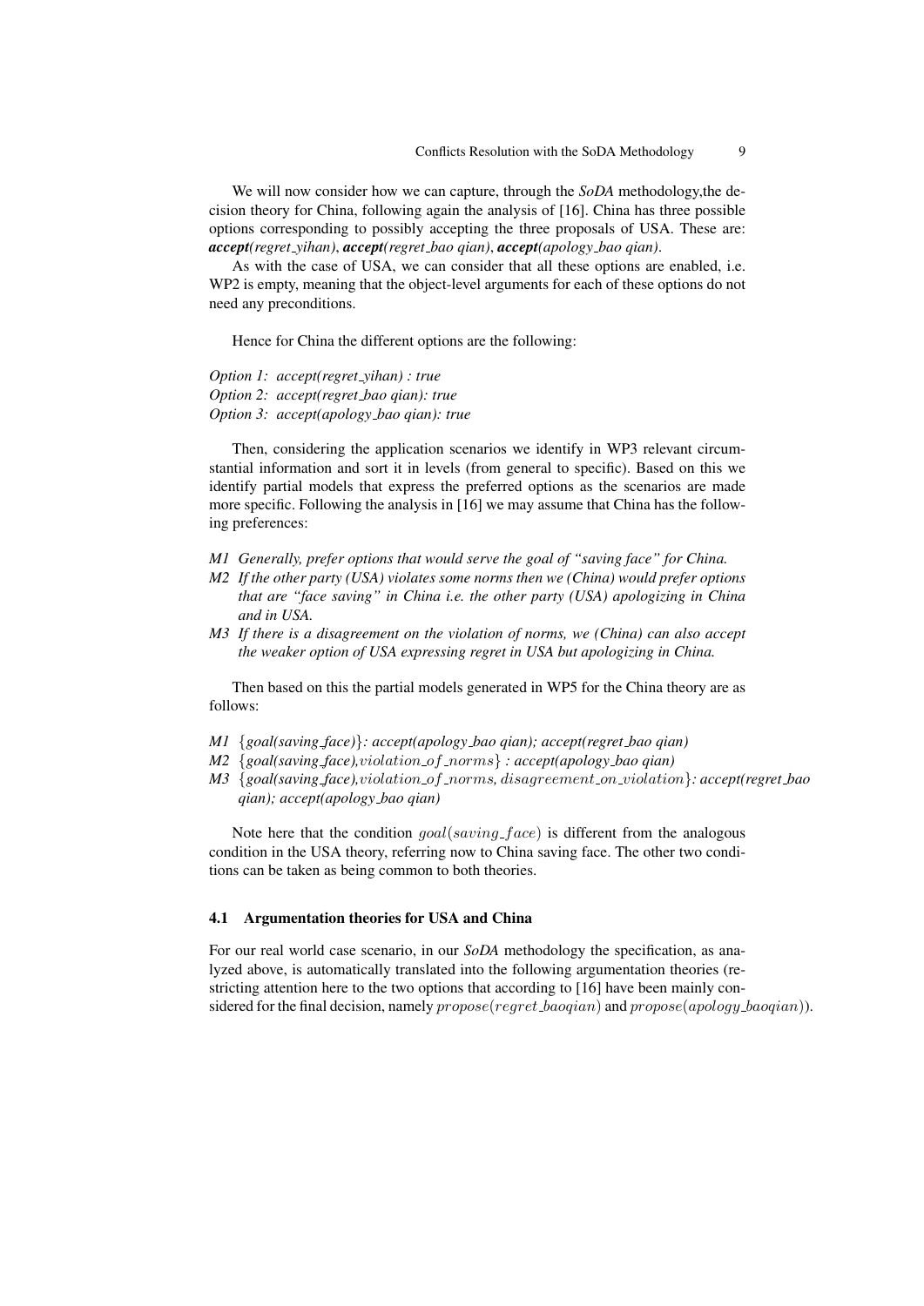We will now consider how we can capture, through the *SoDA* methodology,the decision theory for China, following again the analysis of [16]. China has three possible options corresponding to possibly accepting the three proposals of USA. These are: ***accept****(regret_yihan)*, ***accept****(regret_bao qian)*, ***accept****(apology_bao qian)*.

As with the case of USA, we can consider that all these options are enabled, i.e. WP2 is empty, meaning that the object-level arguments for each of these options do not need any preconditions.

Hence for China the different options are the following:

*Option 1: accept(regret_yihan) : true*
*Option 2: accept(regret_bao qian): true*
*Option 3: accept(apology_bao qian): true*

Then, considering the application scenarios we identify in WP3 relevant circumstantial information and sort it in levels (from general to specific). Based on this we identify partial models that express the preferred options as the scenarios are made more specific. Following the analysis in [16] we may assume that China has the following preferences:

*M1 Generally, prefer options that would serve the goal of "saving face" for China.*
*M2 If the other party (USA) violates some norms then we (China) would prefer options that are "face saving" in China i.e. the other party (USA) apologizing in China and in USA.*
*M3 If there is a disagreement on the violation of norms, we (China) can also accept the weaker option of USA expressing regret in USA but apologizing in China.*

Then based on this the partial models generated in WP5 for the China theory are as follows:

*M1* $\{$*goal(saving_face)*$\}$*: accept(apology_bao qian); accept(regret_bao qian)*
*M2* $\{$*goal(saving_face),*$violation\_of\_norms\}$ *: accept(apology_bao qian)*
*M3* $\{$*goal(saving_face),*$violation\_of\_norms, disagreement\_on\_violation\}$*: accept(regret_bao qian); accept(apology_bao qian)*

Note here that the condition $goal(saving\_face)$ is different from the analogous condition in the USA theory, referring now to China saving face. The other two conditions can be taken as being common to both theories.

### 4.1 Argumentation theories for USA and China

For our real world case scenario, in our *SoDA* methodology the specification, as analyzed above, is automatically translated into the following argumentation theories (restricting attention here to the two options that according to [16] have been mainly considered for the final decision, namely $propose(regret\_baoqian)$ and $propose(apology\_baoqian)$).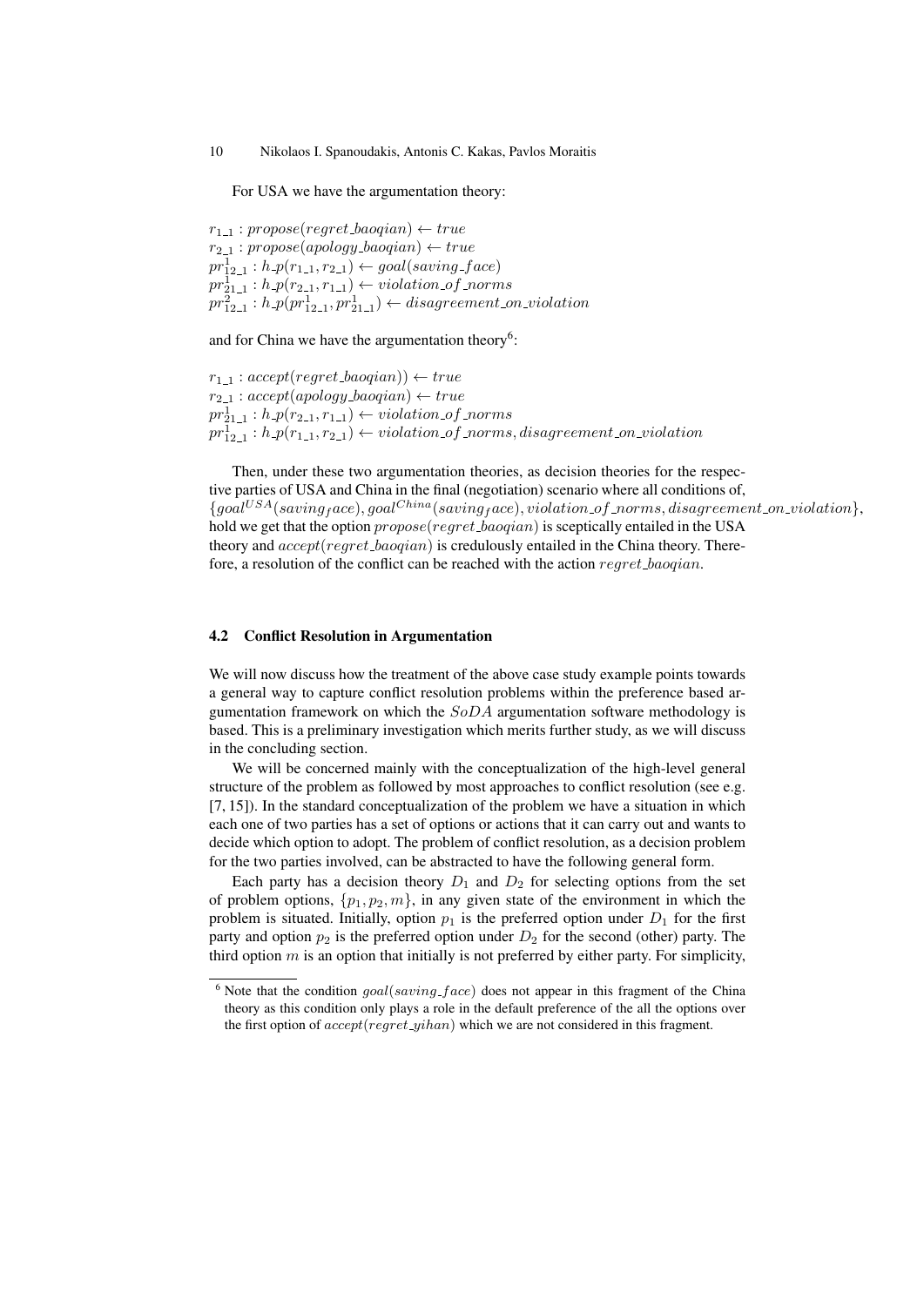For USA we have the argumentation theory:

$r_{1\_1} : propose(regret\_baoqian) \leftarrow true$
$r_{2\_1} : propose(apology\_baoqian) \leftarrow true$
$pr^1_{12\_1} : h\_p(r_{1\_1}, r_{2\_1}) \leftarrow goal(saving\_face)$
$pr^1_{21\_1} : h\_p(r_{2\_1}, r_{1\_1}) \leftarrow violation\_of\_norms$
$pr^2_{12\_1} : h\_p(pr^1_{12\_1}, pr^1_{21\_1}) \leftarrow disagreement\_on\_violation$

and for China we have the argumentation theory[6]:

$r_{1\_1} : accept(regret\_baoqian)) \leftarrow true$
$r_{2\_1} : accept(apology\_baoqian) \leftarrow true$
$pr^1_{21\_1} : h\_p(r_{2\_1}, r_{1\_1}) \leftarrow violation\_of\_norms$
$pr^1_{12\_1} : h\_p(r_{1\_1}, r_{2\_1}) \leftarrow violation\_of\_norms, disagreement\_on\_violation$

Then, under these two argumentation theories, as decision theories for the respective parties of USA and China in the final (negotiation) scenario where all conditions of, $\{goal^{USA}(saving_face), goal^{China}(saving_face), violation\_of\_norms, disagreement\_on\_violation\}$, hold we get that the option $propose(regret\_baoqian)$ is sceptically entailed in the USA theory and $accept(regret\_baoqian)$ is credulously entailed in the China theory. Therefore, a resolution of the conflict can be reached with the action $regret\_baoqian$.

### 4.2 Conflict Resolution in Argumentation

We will now discuss how the treatment of the above case study example points towards a general way to capture conflict resolution problems within the preference based argumentation framework on which the $SoDA$ argumentation software methodology is based. This is a preliminary investigation which merits further study, as we will discuss in the concluding section.

We will be concerned mainly with the conceptualization of the high-level general structure of the problem as followed by most approaches to conflict resolution (see e.g. [7, 15]). In the standard conceptualization of the problem we have a situation in which each one of two parties has a set of options or actions that it can carry out and wants to decide which option to adopt. The problem of conflict resolution, as a decision problem for the two parties involved, can be abstracted to have the following general form.

Each party has a decision theory $D_1$ and $D_2$ for selecting options from the set of problem options, $\{p_1, p_2, m\}$, in any given state of the environment in which the problem is situated. Initially, option $p_1$ is the preferred option under $D_1$ for the first party and option $p_2$ is the preferred option under $D_2$ for the second (other) party. The third option $m$ is an option that initially is not preferred by either party. For simplicity,

[6] Note that the condition $goal(saving\_face)$ does not appear in this fragment of the China theory as this condition only plays a role in the default preference of the all the options over the first option of $accept(regret\_yihan)$ which we are not considered in this fragment.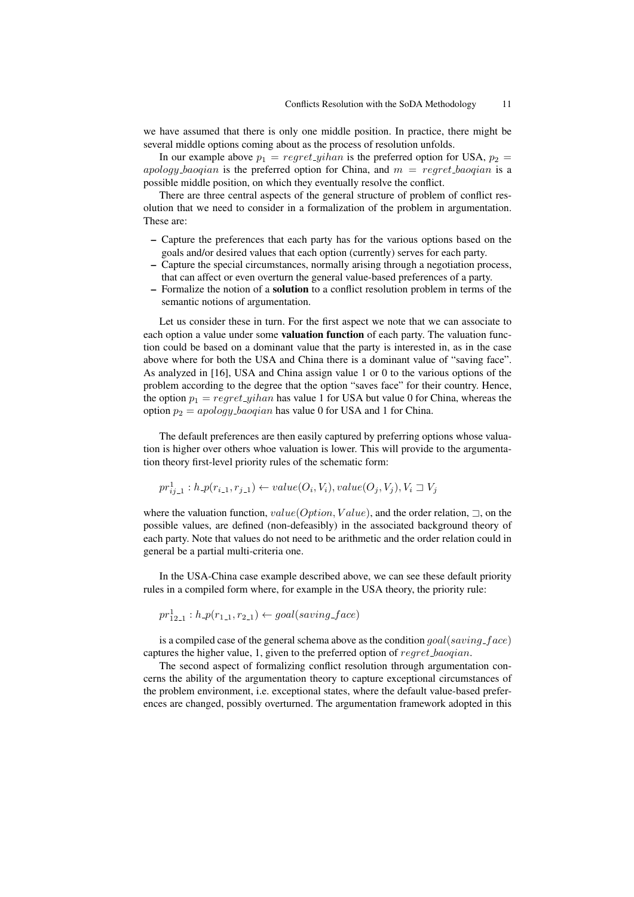we have assumed that there is only one middle position. In practice, there might be several middle options coming about as the process of resolution unfolds.

In our example above $p_1 = regret\_yihan$ is the preferred option for USA, $p_2 = apology\_baoqian$ is the preferred option for China, and $m = regret\_baoqian$ is a possible middle position, on which they eventually resolve the conflict.

There are three central aspects of the general structure of problem of conflict resolution that we need to consider in a formalization of the problem in argumentation. These are:

- Capture the preferences that each party has for the various options based on the goals and/or desired values that each option (currently) serves for each party.
- Capture the special circumstances, normally arising through a negotiation process, that can affect or even overturn the general value-based preferences of a party.
- Formalize the notion of a **solution** to a conflict resolution problem in terms of the semantic notions of argumentation.

Let us consider these in turn. For the first aspect we note that we can associate to each option a value under some **valuation function** of each party. The valuation function could be based on a dominant value that the party is interested in, as in the case above where for both the USA and China there is a dominant value of "saving face". As analyzed in [16], USA and China assign value 1 or 0 to the various options of the problem according to the degree that the option "saves face" for their country. Hence, the option $p_1 = regret\_yihan$ has value 1 for USA but value 0 for China, whereas the option $p_2 = apology\_baoqian$ has value 0 for USA and 1 for China.

The default preferences are then easily captured by preferring options whose valuation is higher over others whoe valuation is lower. This will provide to the argumentation theory first-level priority rules of the schematic form:

$$pr^1_{ij\_1} : h\_p(r_{i\_1}, r_{j\_1}) \leftarrow value(O_i, V_i), value(O_j, V_j), V_i \sqsupset V_j$$

where the valuation function, $value(Option, Value)$, and the order relation, $\sqsupset$, on the possible values, are defined (non-defeasibly) in the associated background theory of each party. Note that values do not need to be arithmetic and the order relation could in general be a partial multi-criteria one.

In the USA-China case example described above, we can see these default priority rules in a compiled form where, for example in the USA theory, the priority rule:

$$pr^1_{12\_1} : h\_p(r_{1\_1}, r_{2\_1}) \leftarrow goal(saving\_face)$$

is a compiled case of the general schema above as the condition $goal(saving\_face)$ captures the higher value, 1, given to the preferred option of $regret\_baoqian$.

The second aspect of formalizing conflict resolution through argumentation concerns the ability of the argumentation theory to capture exceptional circumstances of the problem environment, i.e. exceptional states, where the default value-based preferences are changed, possibly overturned. The argumentation framework adopted in this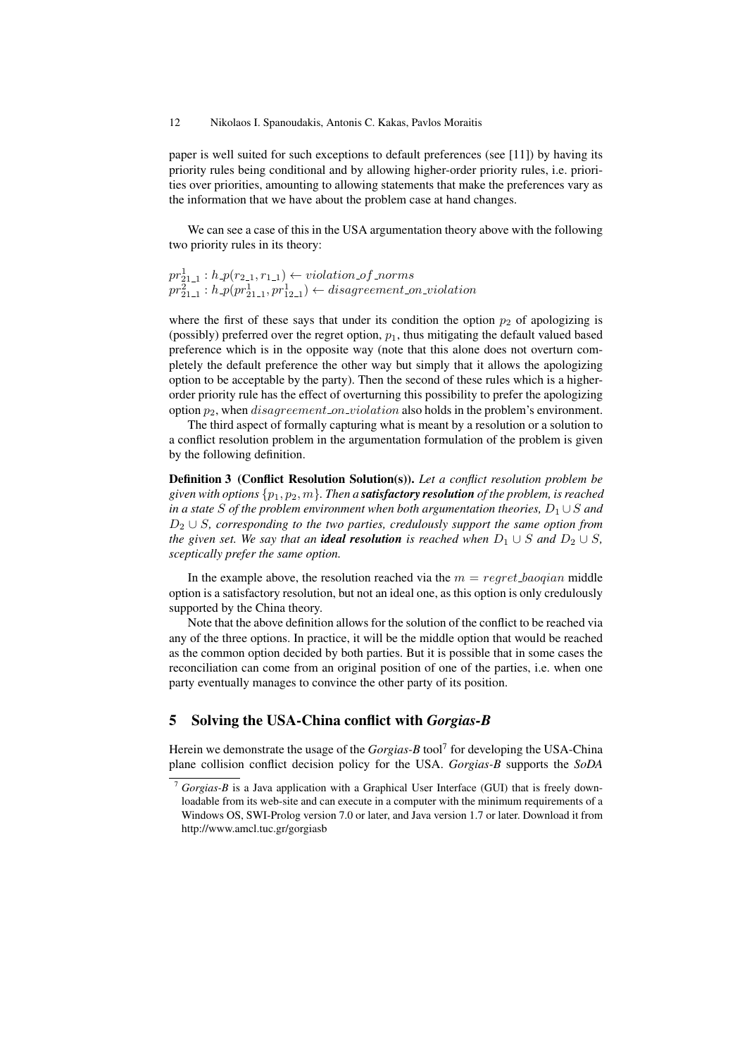paper is well suited for such exceptions to default preferences (see [11]) by having its priority rules being conditional and by allowing higher-order priority rules, i.e. priorities over priorities, amounting to allowing statements that make the preferences vary as the information that we have about the problem case at hand changes.

We can see a case of this in the USA argumentation theory above with the following two priority rules in its theory:

$pr^1_{21\_1} : h\_p(r_{2\_1}, r_{1\_1}) \leftarrow violation\_of\_norms$
$pr^2_{21\_1} : h\_p(pr^1_{21\_1}, pr^1_{12\_1}) \leftarrow disagreement\_on\_violation$

where the first of these says that under its condition the option $p_2$ of apologizing is (possibly) preferred over the regret option, $p_1$, thus mitigating the default valued based preference which is in the opposite way (note that this alone does not overturn completely the default preference the other way but simply that it allows the apologizing option to be acceptable by the party). Then the second of these rules which is a higher-order priority rule has the effect of overturning this possibility to prefer the apologizing option $p_2$, when $disagreement\_on\_violation$ also holds in the problem's environment.

The third aspect of formally capturing what is meant by a resolution or a solution to a conflict resolution problem in the argumentation formulation of the problem is given by the following definition.

**Definition 3 (Conflict Resolution Solution(s)).** *Let a conflict resolution problem be given with options $\{p_1, p_2, m\}$. Then a* ***satisfactory resolution*** *of the problem, is reached in a state $S$ of the problem environment when both argumentation theories, $D_1 \cup S$ and $D_2 \cup S$, corresponding to the two parties, credulously support the same option from the given set. We say that an* ***ideal resolution*** *is reached when $D_1 \cup S$ and $D_2 \cup S$, sceptically prefer the same option.*

In the example above, the resolution reached via the $m = regret\_baoqian$ middle option is a satisfactory resolution, but not an ideal one, as this option is only credulously supported by the China theory.

Note that the above definition allows for the solution of the conflict to be reached via any of the three options. In practice, it will be the middle option that would be reached as the common option decided by both parties. But it is possible that in some cases the reconciliation can come from an original position of one of the parties, i.e. when one party eventually manages to convince the other party of its position.

## 5 Solving the USA-China conflict with *Gorgias-B*

Herein we demonstrate the usage of the *Gorgias-B* tool[7] for developing the USA-China plane collision conflict decision policy for the USA. *Gorgias-B* supports the *SoDA*

[7] *Gorgias-B* is a Java application with a Graphical User Interface (GUI) that is freely downloadable from its web-site and can execute in a computer with the minimum requirements of a Windows OS, SWI-Prolog version 7.0 or later, and Java version 1.7 or later. Download it from http://www.amcl.tuc.gr/gorgiasb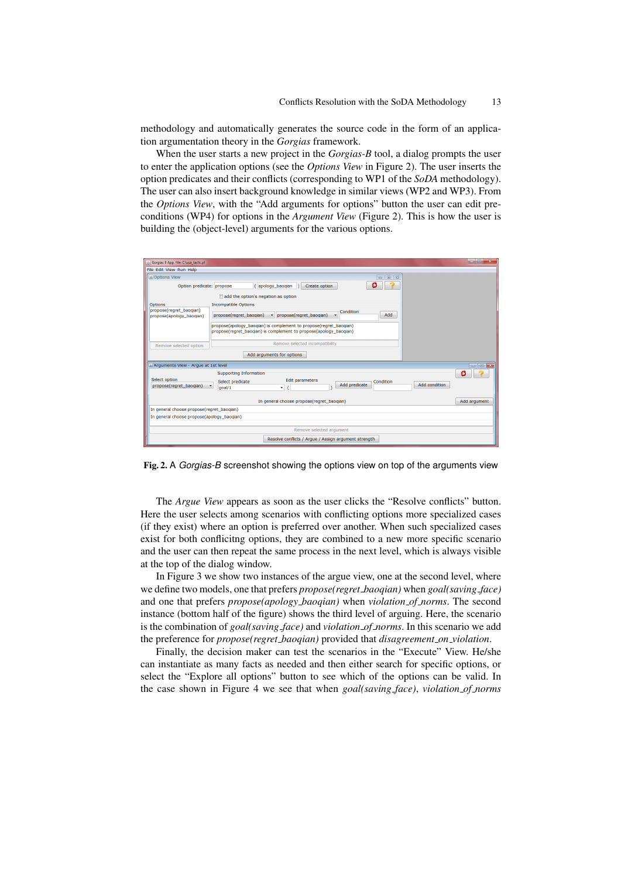methodology and automatically generates the source code in the form of an application argumentation theory in the *Gorgias* framework.

When the user starts a new project in the *Gorgias-B* tool, a dialog prompts the user to enter the application options (see the *Options View* in Figure 2). The user inserts the option predicates and their conflicts (corresponding to WP1 of the *SoDA* methodology). The user can also insert background knowledge in similar views (WP2 and WP3). From the *Options View*, with the "Add arguments for options" button the user can edit preconditions (WP4) for options in the *Argument View* (Figure 2). This is how the user is building the (object-level) arguments for the various options.

**Fig. 2.** A *Gorgias-B* screenshot showing the options view on top of the arguments view

The *Argue View* appears as soon as the user clicks the "Resolve conflicts" button. Here the user selects among scenarios with conflicting options more specialized cases (if they exist) where an option is preferred over another. When such specialized cases exist for both conficitng options, they are combined to a new more specific scenario and the user can then repeat the same process in the next level, which is always visible at the top of the dialog window.

In Figure 3 we show two instances of the argue view, one at the second level, where we define two models, one that prefers *propose(regret_baoqian)* when *goal(saving_face)* and one that prefers *propose(apology_baoqian)* when *violation_of_norms*. The second instance (bottom half of the figure) shows the third level of arguing. Here, the scenario is the combination of *goal(saving_face)* and *violation_of_norms*. In this scenario we add the preference for *propose(regret_baoqian)* provided that *disagreement_on_violation*.

Finally, the decision maker can test the scenarios in the "Execute" View. He/she can instantiate as many facts as needed and then either search for specific options, or select the "Explore all options" button to see which of the options can be valid. In the case shown in Figure 4 we see that when *goal(saving_face)*, *violation_of_norms*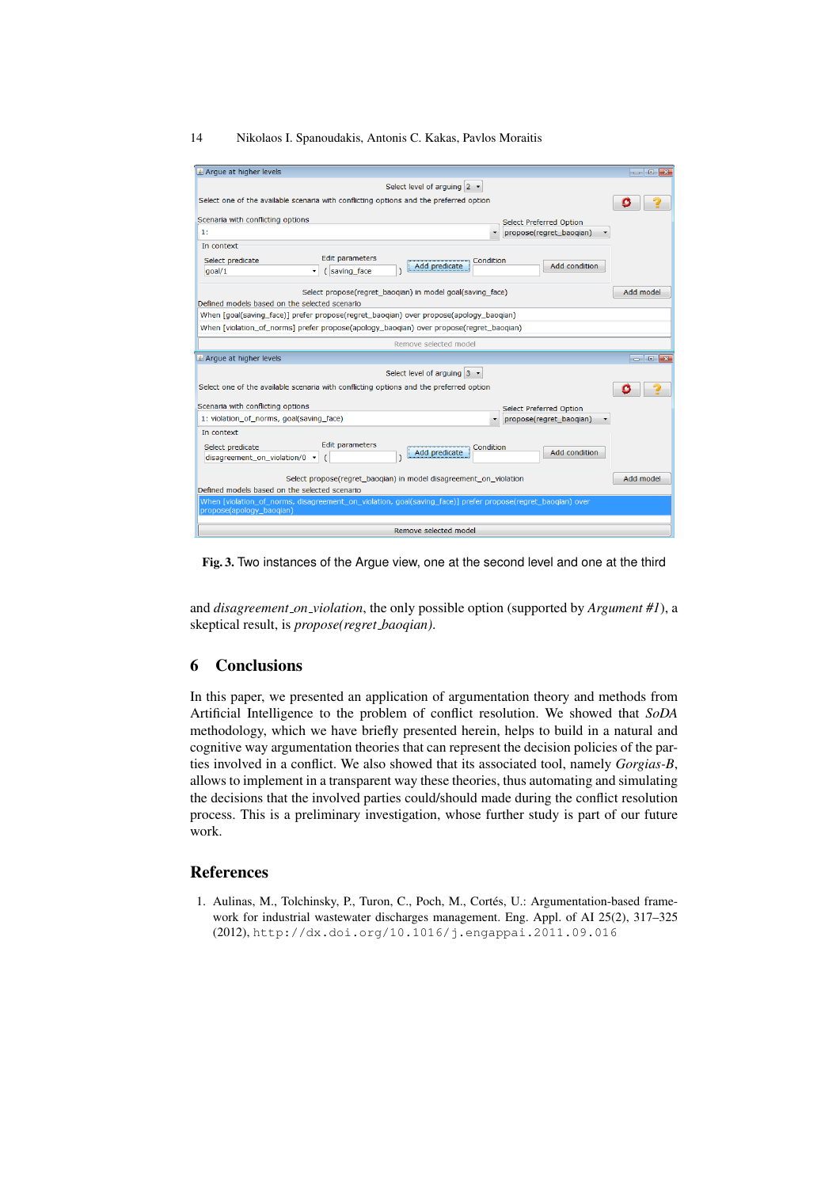**Fig. 3.** Two instances of the Argue view, one at the second level and one at the third

and *disagreement_on_violation*, the only possible option (supported by *Argument #1*), a skeptical result, is *propose(regret_baoqian)*.

## 6 Conclusions

In this paper, we presented an application of argumentation theory and methods from Artificial Intelligence to the problem of conflict resolution. We showed that *SoDA* methodology, which we have briefly presented herein, helps to build in a natural and cognitive way argumentation theories that can represent the decision policies of the parties involved in a conflict. We also showed that its associated tool, namely *Gorgias-B*, allows to implement in a transparent way these theories, thus automating and simulating the decisions that the involved parties could/should made during the conflict resolution process. This is a preliminary investigation, whose further study is part of our future work.

## References

1. Aulinas, M., Tolchinsky, P., Turon, C., Poch, M., Cortés, U.: Argumentation-based framework for industrial wastewater discharges management. Eng. Appl. of AI 25(2), 317–325 (2012), http://dx.doi.org/10.1016/j.engappai.2011.09.016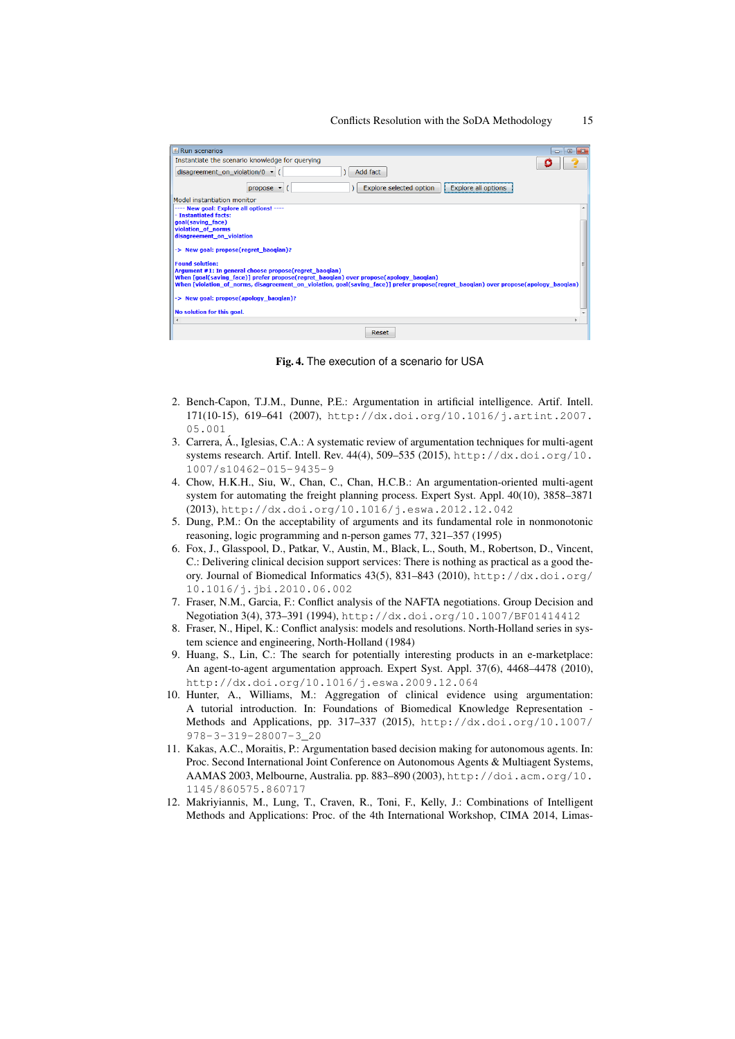Fig. 4. The execution of a scenario for USA

2. Bench-Capon, T.J.M., Dunne, P.E.: Argumentation in artificial intelligence. Artif. Intell. 171(10-15), 619–641 (2007), http://dx.doi.org/10.1016/j.artint.2007.05.001
3. Carrera, Á., Iglesias, C.A.: A systematic review of argumentation techniques for multi-agent systems research. Artif. Intell. Rev. 44(4), 509–535 (2015), http://dx.doi.org/10.1007/s10462-015-9435-9
4. Chow, H.K.H., Siu, W., Chan, C., Chan, H.C.B.: An argumentation-oriented multi-agent system for automating the freight planning process. Expert Syst. Appl. 40(10), 3858–3871 (2013), http://dx.doi.org/10.1016/j.eswa.2012.12.042
5. Dung, P.M.: On the acceptability of arguments and its fundamental role in nonmonotonic reasoning, logic programming and n-person games 77, 321–357 (1995)
6. Fox, J., Glasspool, D., Patkar, V., Austin, M., Black, L., South, M., Robertson, D., Vincent, C.: Delivering clinical decision support services: There is nothing as practical as a good theory. Journal of Biomedical Informatics 43(5), 831–843 (2010), http://dx.doi.org/10.1016/j.jbi.2010.06.002
7. Fraser, N.M., Garcia, F.: Conflict analysis of the NAFTA negotiations. Group Decision and Negotiation 3(4), 373–391 (1994), http://dx.doi.org/10.1007/BF01414412
8. Fraser, N., Hipel, K.: Conflict analysis: models and resolutions. North-Holland series in system science and engineering, North-Holland (1984)
9. Huang, S., Lin, C.: The search for potentially interesting products in an e-marketplace: An agent-to-agent argumentation approach. Expert Syst. Appl. 37(6), 4468–4478 (2010), http://dx.doi.org/10.1016/j.eswa.2009.12.064
10. Hunter, A., Williams, M.: Aggregation of clinical evidence using argumentation: A tutorial introduction. In: Foundations of Biomedical Knowledge Representation - Methods and Applications, pp. 317–337 (2015), http://dx.doi.org/10.1007/978-3-319-28007-3_20
11. Kakas, A.C., Moraitis, P.: Argumentation based decision making for autonomous agents. In: Proc. Second International Joint Conference on Autonomous Agents & Multiagent Systems, AAMAS 2003, Melbourne, Australia. pp. 883–890 (2003), http://doi.acm.org/10.1145/860575.860717
12. Makriyiannis, M., Lung, T., Craven, R., Toni, F., Kelly, J.: Combinations of Intelligent Methods and Applications: Proc. of the 4th International Workshop, CIMA 2014, Limas-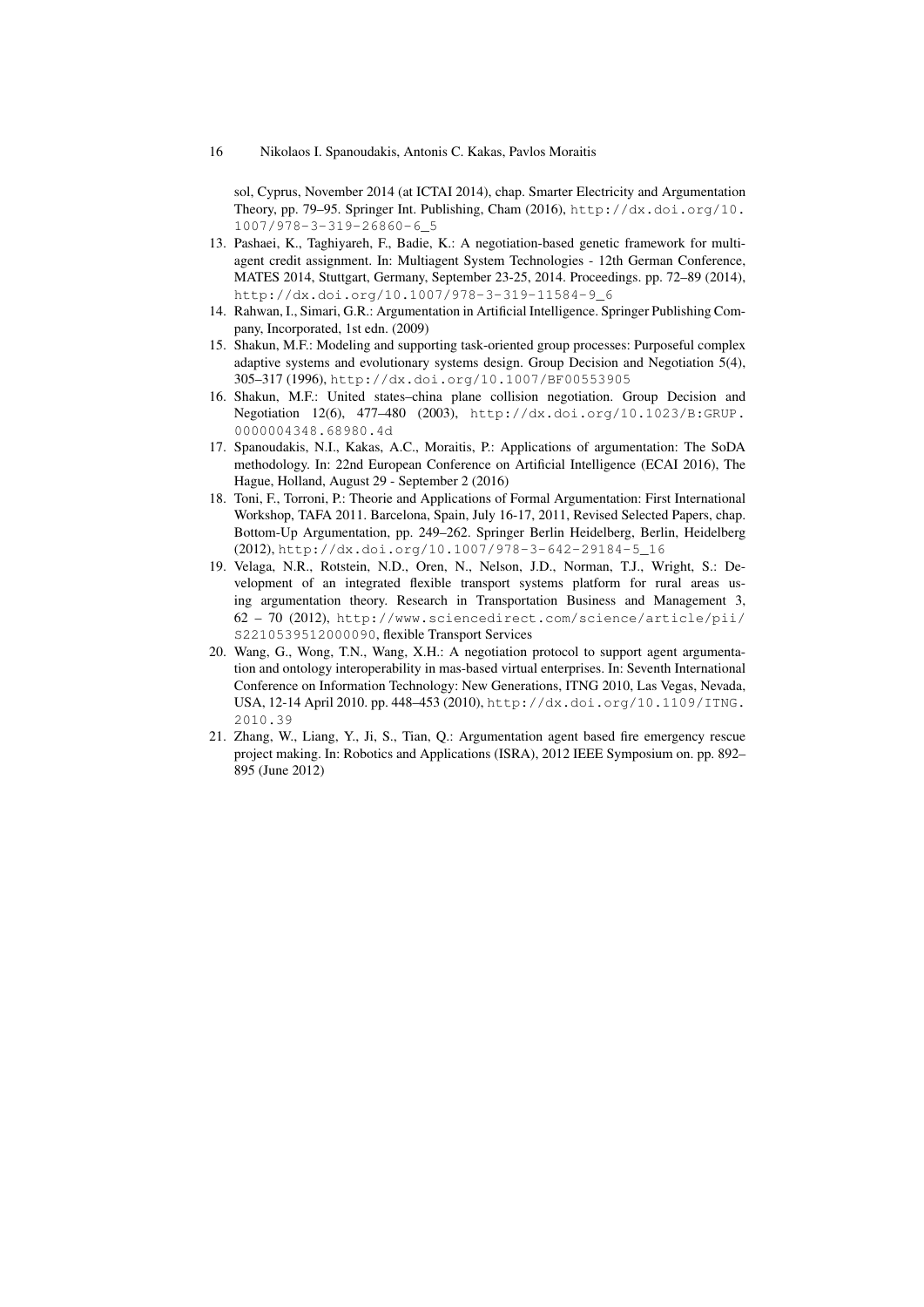sol, Cyprus, November 2014 (at ICTAI 2014), chap. Smarter Electricity and Argumentation Theory, pp. 79–95. Springer Int. Publishing, Cham (2016), http://dx.doi.org/10.1007/978-3-319-26860-6_5

13. Pashaei, K., Taghiyareh, F., Badie, K.: A negotiation-based genetic framework for multi-agent credit assignment. In: Multiagent System Technologies - 12th German Conference, MATES 2014, Stuttgart, Germany, September 23-25, 2014. Proceedings. pp. 72–89 (2014), http://dx.doi.org/10.1007/978-3-319-11584-9_6
14. Rahwan, I., Simari, G.R.: Argumentation in Artificial Intelligence. Springer Publishing Company, Incorporated, 1st edn. (2009)
15. Shakun, M.F.: Modeling and supporting task-oriented group processes: Purposeful complex adaptive systems and evolutionary systems design. Group Decision and Negotiation 5(4), 305–317 (1996), http://dx.doi.org/10.1007/BF00553905
16. Shakun, M.F.: United states–china plane collision negotiation. Group Decision and Negotiation 12(6), 477–480 (2003), http://dx.doi.org/10.1023/B:GRUP.0000004348.68980.4d
17. Spanoudakis, N.I., Kakas, A.C., Moraitis, P.: Applications of argumentation: The SoDA methodology. In: 22nd European Conference on Artificial Intelligence (ECAI 2016), The Hague, Holland, August 29 - September 2 (2016)
18. Toni, F., Torroni, P.: Theorie and Applications of Formal Argumentation: First International Workshop, TAFA 2011. Barcelona, Spain, July 16-17, 2011, Revised Selected Papers, chap. Bottom-Up Argumentation, pp. 249–262. Springer Berlin Heidelberg, Berlin, Heidelberg (2012), http://dx.doi.org/10.1007/978-3-642-29184-5_16
19. Velaga, N.R., Rotstein, N.D., Oren, N., Nelson, J.D., Norman, T.J., Wright, S.: Development of an integrated flexible transport systems platform for rural areas using argumentation theory. Research in Transportation Business and Management 3, 62 – 70 (2012), http://www.sciencedirect.com/science/article/pii/S2210539512000090, flexible Transport Services
20. Wang, G., Wong, T.N., Wang, X.H.: A negotiation protocol to support agent argumentation and ontology interoperability in mas-based virtual enterprises. In: Seventh International Conference on Information Technology: New Generations, ITNG 2010, Las Vegas, Nevada, USA, 12-14 April 2010. pp. 448–453 (2010), http://dx.doi.org/10.1109/ITNG.2010.39
21. Zhang, W., Liang, Y., Ji, S., Tian, Q.: Argumentation agent based fire emergency rescue project making. In: Robotics and Applications (ISRA), 2012 IEEE Symposium on. pp. 892–895 (June 2012)